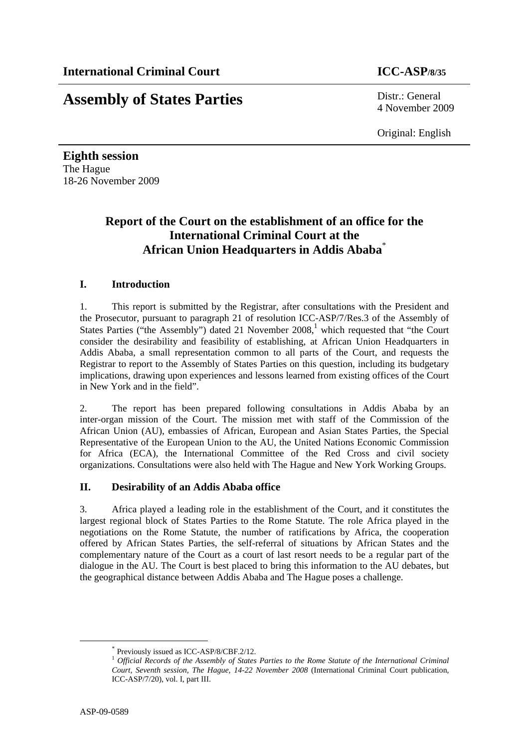**International Criminal Court** **ICC-ASP/8/35**

# Assembly of States Parties

Distr.: General
4 November 2009

Original: English

**Eighth session**
The Hague
18-26 November 2009

## Report of the Court on the establishment of an office for the International Criminal Court at the African Union Headquarters in Addis Ababa[*]

### I. Introduction

1. This report is submitted by the Registrar, after consultations with the President and the Prosecutor, pursuant to paragraph 21 of resolution ICC-ASP/7/Res.3 of the Assembly of States Parties ("the Assembly") dated 21 November 2008,[1] which requested that "the Court consider the desirability and feasibility of establishing, at African Union Headquarters in Addis Ababa, a small representation common to all parts of the Court, and requests the Registrar to report to the Assembly of States Parties on this question, including its budgetary implications, drawing upon experiences and lessons learned from existing offices of the Court in New York and in the field".

2. The report has been prepared following consultations in Addis Ababa by an inter-organ mission of the Court. The mission met with staff of the Commission of the African Union (AU), embassies of African, European and Asian States Parties, the Special Representative of the European Union to the AU, the United Nations Economic Commission for Africa (ECA), the International Committee of the Red Cross and civil society organizations. Consultations were also held with The Hague and New York Working Groups.

### II. Desirability of an Addis Ababa office

3. Africa played a leading role in the establishment of the Court, and it constitutes the largest regional block of States Parties to the Rome Statute. The role Africa played in the negotiations on the Rome Statute, the number of ratifications by Africa, the cooperation offered by African States Parties, the self-referral of situations by African States and the complementary nature of the Court as a court of last resort needs to be a regular part of the dialogue in the AU. The Court is best placed to bring this information to the AU debates, but the geographical distance between Addis Ababa and The Hague poses a challenge.

---

[*] Previously issued as ICC-ASP/8/CBF.2/12.

[1] *Official Records of the Assembly of States Parties to the Rome Statute of the International Criminal Court, Seventh session, The Hague, 14-22 November 2008* (International Criminal Court publication, ICC-ASP/7/20), vol. I, part III.

ASP-09-0589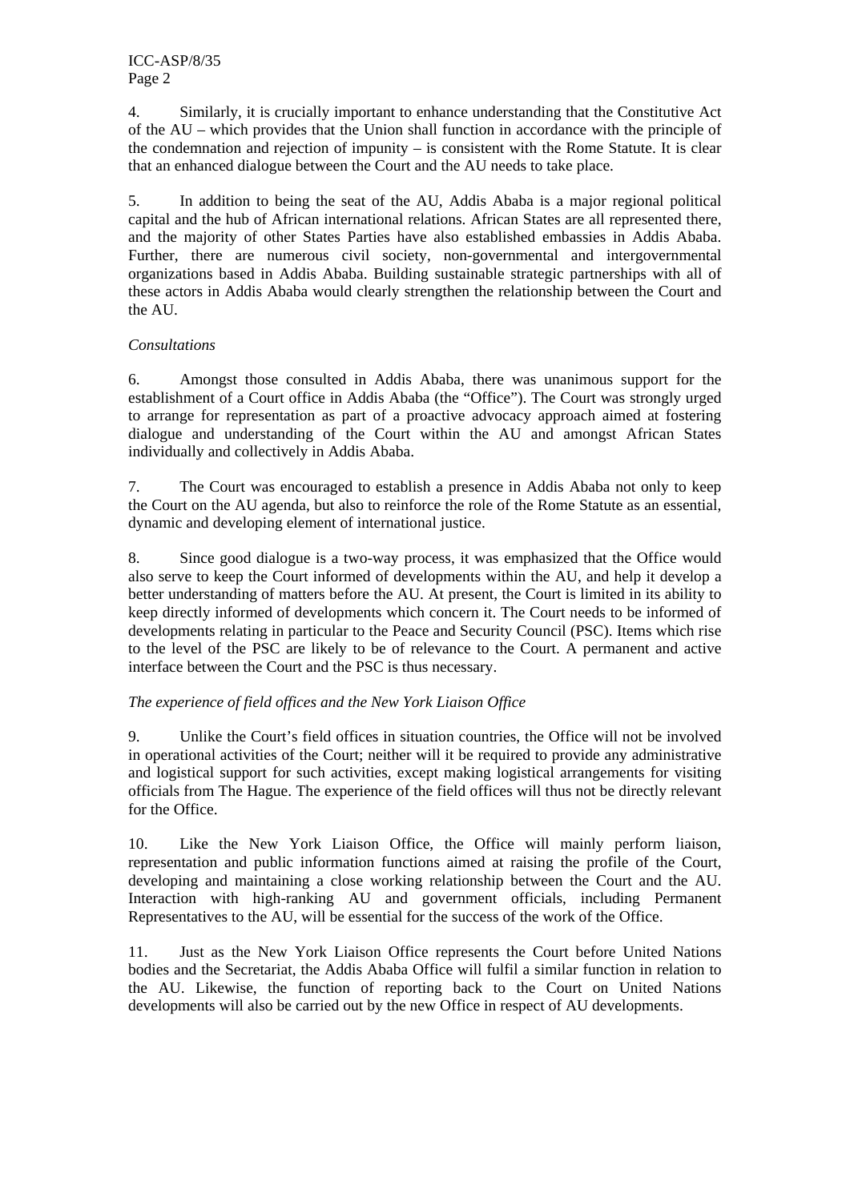4. Similarly, it is crucially important to enhance understanding that the Constitutive Act of the AU – which provides that the Union shall function in accordance with the principle of the condemnation and rejection of impunity – is consistent with the Rome Statute. It is clear that an enhanced dialogue between the Court and the AU needs to take place.

5. In addition to being the seat of the AU, Addis Ababa is a major regional political capital and the hub of African international relations. African States are all represented there, and the majority of other States Parties have also established embassies in Addis Ababa. Further, there are numerous civil society, non-governmental and intergovernmental organizations based in Addis Ababa. Building sustainable strategic partnerships with all of these actors in Addis Ababa would clearly strengthen the relationship between the Court and the AU.

*Consultations*

6. Amongst those consulted in Addis Ababa, there was unanimous support for the establishment of a Court office in Addis Ababa (the "Office"). The Court was strongly urged to arrange for representation as part of a proactive advocacy approach aimed at fostering dialogue and understanding of the Court within the AU and amongst African States individually and collectively in Addis Ababa.

7. The Court was encouraged to establish a presence in Addis Ababa not only to keep the Court on the AU agenda, but also to reinforce the role of the Rome Statute as an essential, dynamic and developing element of international justice.

8. Since good dialogue is a two-way process, it was emphasized that the Office would also serve to keep the Court informed of developments within the AU, and help it develop a better understanding of matters before the AU. At present, the Court is limited in its ability to keep directly informed of developments which concern it. The Court needs to be informed of developments relating in particular to the Peace and Security Council (PSC). Items which rise to the level of the PSC are likely to be of relevance to the Court. A permanent and active interface between the Court and the PSC is thus necessary.

*The experience of field offices and the New York Liaison Office*

9. Unlike the Court's field offices in situation countries, the Office will not be involved in operational activities of the Court; neither will it be required to provide any administrative and logistical support for such activities, except making logistical arrangements for visiting officials from The Hague. The experience of the field offices will thus not be directly relevant for the Office.

10. Like the New York Liaison Office, the Office will mainly perform liaison, representation and public information functions aimed at raising the profile of the Court, developing and maintaining a close working relationship between the Court and the AU. Interaction with high-ranking AU and government officials, including Permanent Representatives to the AU, will be essential for the success of the work of the Office.

11. Just as the New York Liaison Office represents the Court before United Nations bodies and the Secretariat, the Addis Ababa Office will fulfil a similar function in relation to the AU. Likewise, the function of reporting back to the Court on United Nations developments will also be carried out by the new Office in respect of AU developments.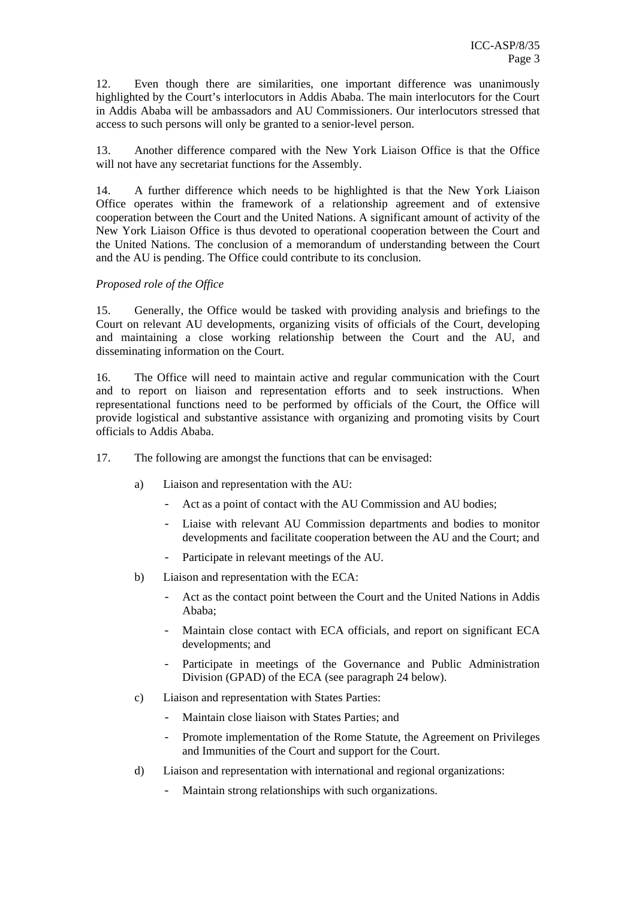12. Even though there are similarities, one important difference was unanimously highlighted by the Court's interlocutors in Addis Ababa. The main interlocutors for the Court in Addis Ababa will be ambassadors and AU Commissioners. Our interlocutors stressed that access to such persons will only be granted to a senior-level person.

13. Another difference compared with the New York Liaison Office is that the Office will not have any secretariat functions for the Assembly.

14. A further difference which needs to be highlighted is that the New York Liaison Office operates within the framework of a relationship agreement and of extensive cooperation between the Court and the United Nations. A significant amount of activity of the New York Liaison Office is thus devoted to operational cooperation between the Court and the United Nations. The conclusion of a memorandum of understanding between the Court and the AU is pending. The Office could contribute to its conclusion.

*Proposed role of the Office*

15. Generally, the Office would be tasked with providing analysis and briefings to the Court on relevant AU developments, organizing visits of officials of the Court, developing and maintaining a close working relationship between the Court and the AU, and disseminating information on the Court.

16. The Office will need to maintain active and regular communication with the Court and to report on liaison and representation efforts and to seek instructions. When representational functions need to be performed by officials of the Court, the Office will provide logistical and substantive assistance with organizing and promoting visits by Court officials to Addis Ababa.

17. The following are amongst the functions that can be envisaged:

a) Liaison and representation with the AU:
   - Act as a point of contact with the AU Commission and AU bodies;
   - Liaise with relevant AU Commission departments and bodies to monitor developments and facilitate cooperation between the AU and the Court; and
   - Participate in relevant meetings of the AU.

b) Liaison and representation with the ECA:
   - Act as the contact point between the Court and the United Nations in Addis Ababa;
   - Maintain close contact with ECA officials, and report on significant ECA developments; and
   - Participate in meetings of the Governance and Public Administration Division (GPAD) of the ECA (see paragraph 24 below).

c) Liaison and representation with States Parties:
   - Maintain close liaison with States Parties; and
   - Promote implementation of the Rome Statute, the Agreement on Privileges and Immunities of the Court and support for the Court.

d) Liaison and representation with international and regional organizations:
   - Maintain strong relationships with such organizations.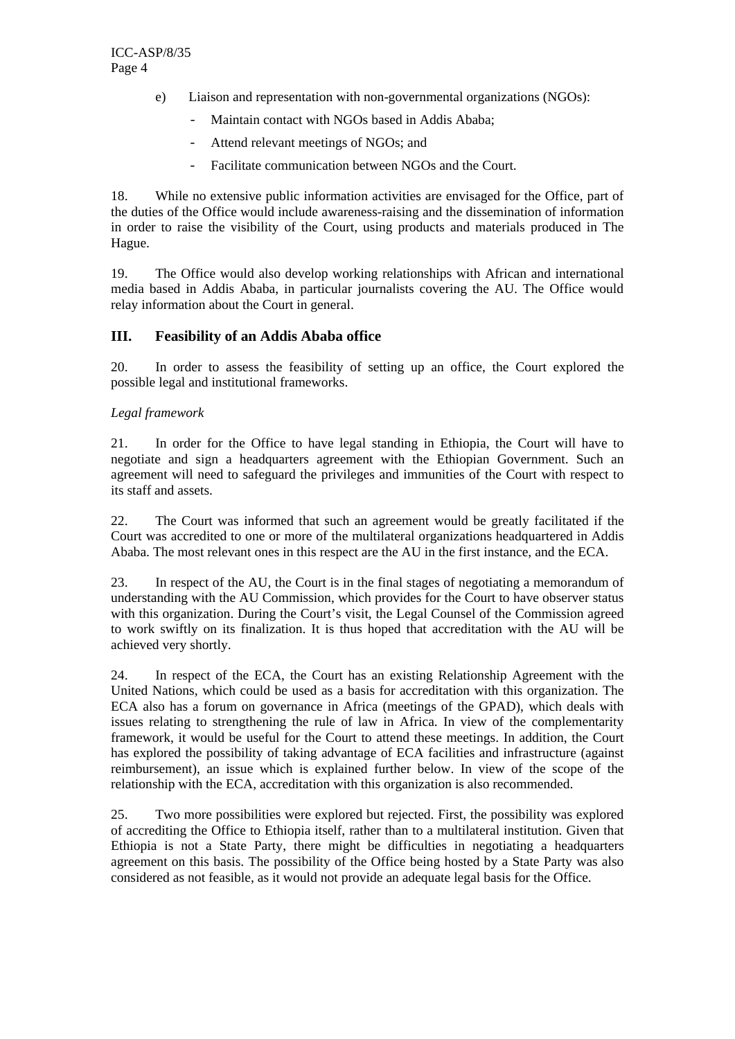e) Liaison and representation with non-governmental organizations (NGOs):

- Maintain contact with NGOs based in Addis Ababa;
- Attend relevant meetings of NGOs; and
- Facilitate communication between NGOs and the Court.

18. While no extensive public information activities are envisaged for the Office, part of the duties of the Office would include awareness-raising and the dissemination of information in order to raise the visibility of the Court, using products and materials produced in The Hague.

19. The Office would also develop working relationships with African and international media based in Addis Ababa, in particular journalists covering the AU. The Office would relay information about the Court in general.

## III. Feasibility of an Addis Ababa office

20. In order to assess the feasibility of setting up an office, the Court explored the possible legal and institutional frameworks.

*Legal framework*

21. In order for the Office to have legal standing in Ethiopia, the Court will have to negotiate and sign a headquarters agreement with the Ethiopian Government. Such an agreement will need to safeguard the privileges and immunities of the Court with respect to its staff and assets.

22. The Court was informed that such an agreement would be greatly facilitated if the Court was accredited to one or more of the multilateral organizations headquartered in Addis Ababa. The most relevant ones in this respect are the AU in the first instance, and the ECA.

23. In respect of the AU, the Court is in the final stages of negotiating a memorandum of understanding with the AU Commission, which provides for the Court to have observer status with this organization. During the Court's visit, the Legal Counsel of the Commission agreed to work swiftly on its finalization. It is thus hoped that accreditation with the AU will be achieved very shortly.

24. In respect of the ECA, the Court has an existing Relationship Agreement with the United Nations, which could be used as a basis for accreditation with this organization. The ECA also has a forum on governance in Africa (meetings of the GPAD), which deals with issues relating to strengthening the rule of law in Africa. In view of the complementarity framework, it would be useful for the Court to attend these meetings. In addition, the Court has explored the possibility of taking advantage of ECA facilities and infrastructure (against reimbursement), an issue which is explained further below. In view of the scope of the relationship with the ECA, accreditation with this organization is also recommended.

25. Two more possibilities were explored but rejected. First, the possibility was explored of accrediting the Office to Ethiopia itself, rather than to a multilateral institution. Given that Ethiopia is not a State Party, there might be difficulties in negotiating a headquarters agreement on this basis. The possibility of the Office being hosted by a State Party was also considered as not feasible, as it would not provide an adequate legal basis for the Office.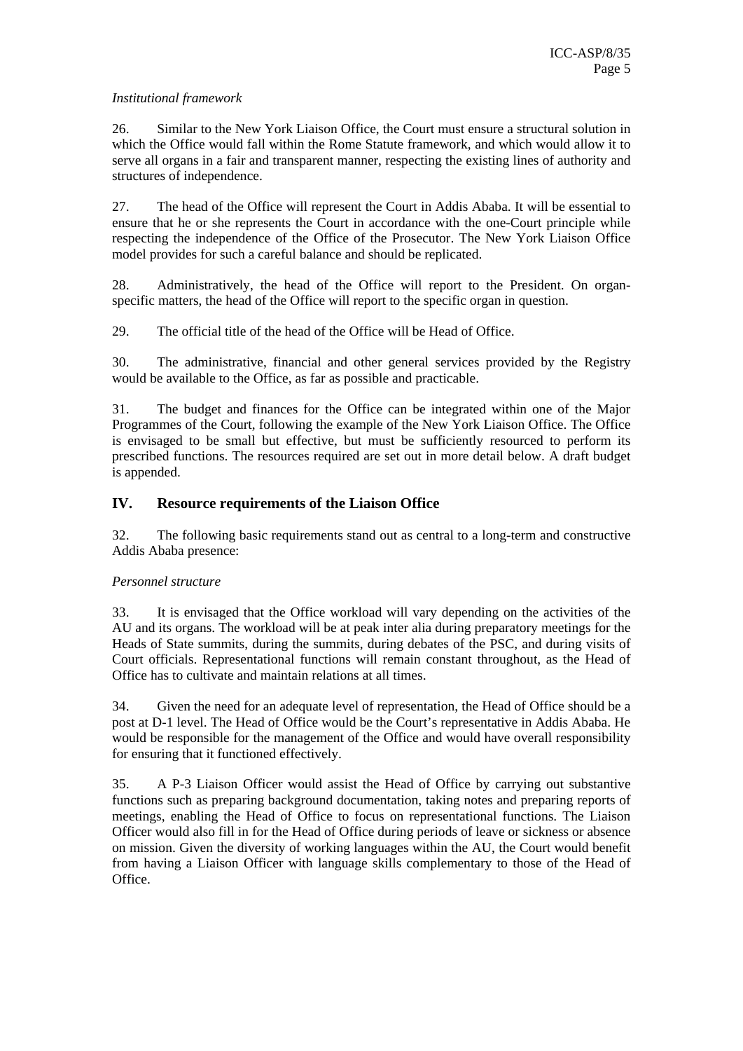*Institutional framework*

26. Similar to the New York Liaison Office, the Court must ensure a structural solution in which the Office would fall within the Rome Statute framework, and which would allow it to serve all organs in a fair and transparent manner, respecting the existing lines of authority and structures of independence.

27. The head of the Office will represent the Court in Addis Ababa. It will be essential to ensure that he or she represents the Court in accordance with the one-Court principle while respecting the independence of the Office of the Prosecutor. The New York Liaison Office model provides for such a careful balance and should be replicated.

28. Administratively, the head of the Office will report to the President. On organ-specific matters, the head of the Office will report to the specific organ in question.

29. The official title of the head of the Office will be Head of Office.

30. The administrative, financial and other general services provided by the Registry would be available to the Office, as far as possible and practicable.

31. The budget and finances for the Office can be integrated within one of the Major Programmes of the Court, following the example of the New York Liaison Office. The Office is envisaged to be small but effective, but must be sufficiently resourced to perform its prescribed functions. The resources required are set out in more detail below. A draft budget is appended.

## IV. Resource requirements of the Liaison Office

32. The following basic requirements stand out as central to a long-term and constructive Addis Ababa presence:

*Personnel structure*

33. It is envisaged that the Office workload will vary depending on the activities of the AU and its organs. The workload will be at peak inter alia during preparatory meetings for the Heads of State summits, during the summits, during debates of the PSC, and during visits of Court officials. Representational functions will remain constant throughout, as the Head of Office has to cultivate and maintain relations at all times.

34. Given the need for an adequate level of representation, the Head of Office should be a post at D-1 level. The Head of Office would be the Court's representative in Addis Ababa. He would be responsible for the management of the Office and would have overall responsibility for ensuring that it functioned effectively.

35. A P-3 Liaison Officer would assist the Head of Office by carrying out substantive functions such as preparing background documentation, taking notes and preparing reports of meetings, enabling the Head of Office to focus on representational functions. The Liaison Officer would also fill in for the Head of Office during periods of leave or sickness or absence on mission. Given the diversity of working languages within the AU, the Court would benefit from having a Liaison Officer with language skills complementary to those of the Head of Office.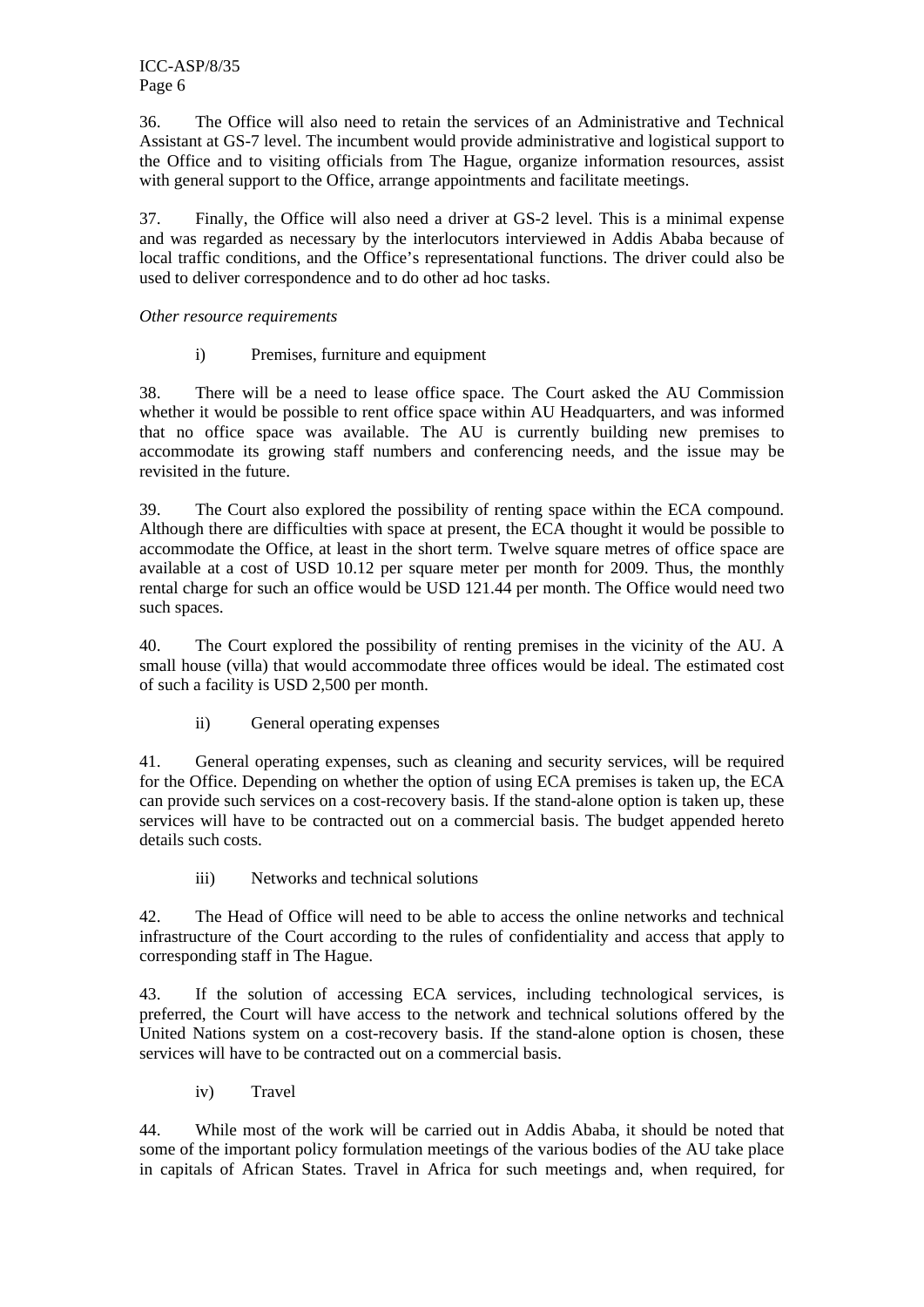36. The Office will also need to retain the services of an Administrative and Technical Assistant at GS-7 level. The incumbent would provide administrative and logistical support to the Office and to visiting officials from The Hague, organize information resources, assist with general support to the Office, arrange appointments and facilitate meetings.

37. Finally, the Office will also need a driver at GS-2 level. This is a minimal expense and was regarded as necessary by the interlocutors interviewed in Addis Ababa because of local traffic conditions, and the Office's representational functions. The driver could also be used to deliver correspondence and to do other ad hoc tasks.

*Other resource requirements*

i) Premises, furniture and equipment

38. There will be a need to lease office space. The Court asked the AU Commission whether it would be possible to rent office space within AU Headquarters, and was informed that no office space was available. The AU is currently building new premises to accommodate its growing staff numbers and conferencing needs, and the issue may be revisited in the future.

39. The Court also explored the possibility of renting space within the ECA compound. Although there are difficulties with space at present, the ECA thought it would be possible to accommodate the Office, at least in the short term. Twelve square metres of office space are available at a cost of USD 10.12 per square meter per month for 2009. Thus, the monthly rental charge for such an office would be USD 121.44 per month. The Office would need two such spaces.

40. The Court explored the possibility of renting premises in the vicinity of the AU. A small house (villa) that would accommodate three offices would be ideal. The estimated cost of such a facility is USD 2,500 per month.

ii) General operating expenses

41. General operating expenses, such as cleaning and security services, will be required for the Office. Depending on whether the option of using ECA premises is taken up, the ECA can provide such services on a cost-recovery basis. If the stand-alone option is taken up, these services will have to be contracted out on a commercial basis. The budget appended hereto details such costs.

iii) Networks and technical solutions

42. The Head of Office will need to be able to access the online networks and technical infrastructure of the Court according to the rules of confidentiality and access that apply to corresponding staff in The Hague.

43. If the solution of accessing ECA services, including technological services, is preferred, the Court will have access to the network and technical solutions offered by the United Nations system on a cost-recovery basis. If the stand-alone option is chosen, these services will have to be contracted out on a commercial basis.

iv) Travel

44. While most of the work will be carried out in Addis Ababa, it should be noted that some of the important policy formulation meetings of the various bodies of the AU take place in capitals of African States. Travel in Africa for such meetings and, when required, for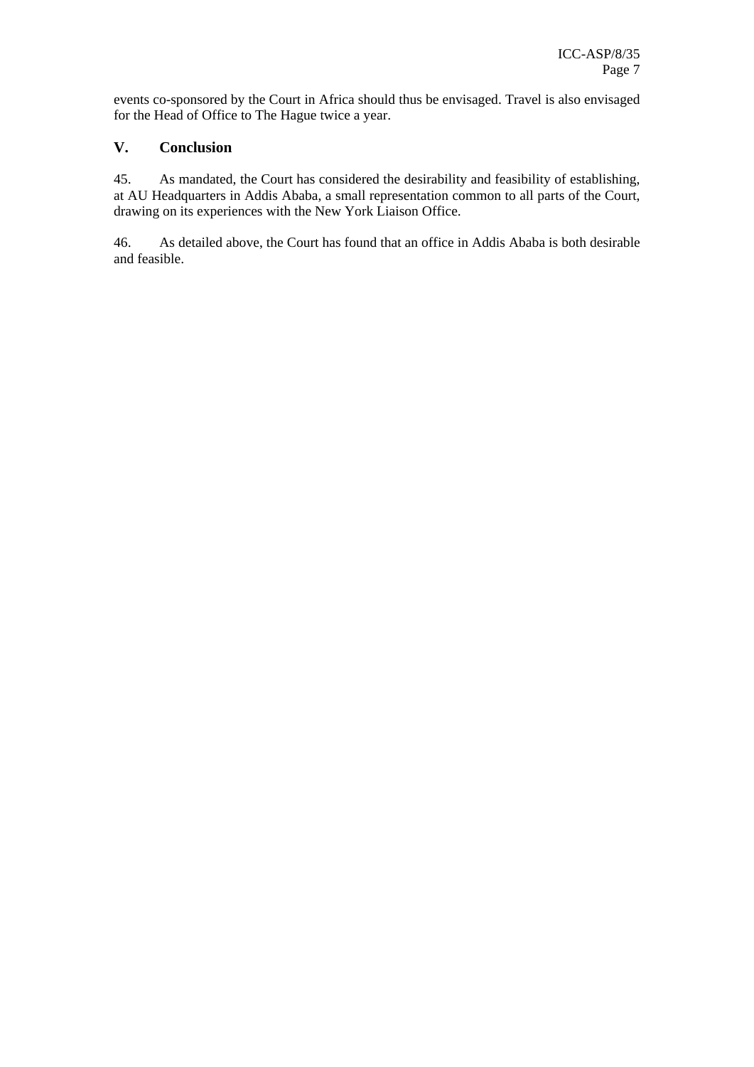events co-sponsored by the Court in Africa should thus be envisaged. Travel is also envisaged for the Head of Office to The Hague twice a year.

## V. Conclusion

45. As mandated, the Court has considered the desirability and feasibility of establishing, at AU Headquarters in Addis Ababa, a small representation common to all parts of the Court, drawing on its experiences with the New York Liaison Office.

46. As detailed above, the Court has found that an office in Addis Ababa is both desirable and feasible.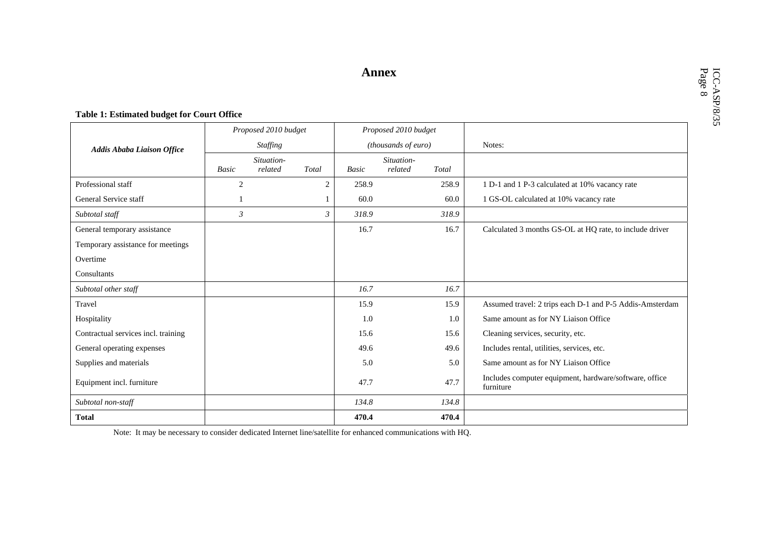# Annex

**Table 1: Estimated budget for Court Office**

| *Addis Ababa Liaison Office* | *Proposed 2010 budget* *Staffing* | | | *Proposed 2010 budget* *(thousands of euro)* | | | Notes: |
|---|---|---|---|---|---|---|---|
| | *Basic* | *Situation-related* | *Total* | *Basic* | *Situation-related* | *Total* | |
| Professional staff | 2 | | 2 | 258.9 | | 258.9 | 1 D-1 and 1 P-3 calculated at 10% vacancy rate |
| General Service staff | 1 | | 1 | 60.0 | | 60.0 | 1 GS-OL calculated at 10% vacancy rate |
| *Subtotal staff* | *3* | | *3* | *318.9* | | *318.9* | |
| General temporary assistance | | | | 16.7 | | 16.7 | Calculated 3 months GS-OL at HQ rate, to include driver |
| Temporary assistance for meetings | | | | | | | |
| Overtime | | | | | | | |
| Consultants | | | | | | | |
| *Subtotal other staff* | | | | *16.7* | | *16.7* | |
| Travel | | | | 15.9 | | 15.9 | Assumed travel: 2 trips each D-1 and P-5 Addis-Amsterdam |
| Hospitality | | | | 1.0 | | 1.0 | Same amount as for NY Liaison Office |
| Contractual services incl. training | | | | 15.6 | | 15.6 | Cleaning services, security, etc. |
| General operating expenses | | | | 49.6 | | 49.6 | Includes rental, utilities, services, etc. |
| Supplies and materials | | | | 5.0 | | 5.0 | Same amount as for NY Liaison Office |
| Equipment incl. furniture | | | | 47.7 | | 47.7 | Includes computer equipment, hardware/software, office furniture |
| *Subtotal non-staff* | | | | *134.8* | | *134.8* | |
| **Total** | | | | **470.4** | | **470.4** | |

Note: It may be necessary to consider dedicated Internet line/satellite for enhanced communications with HQ.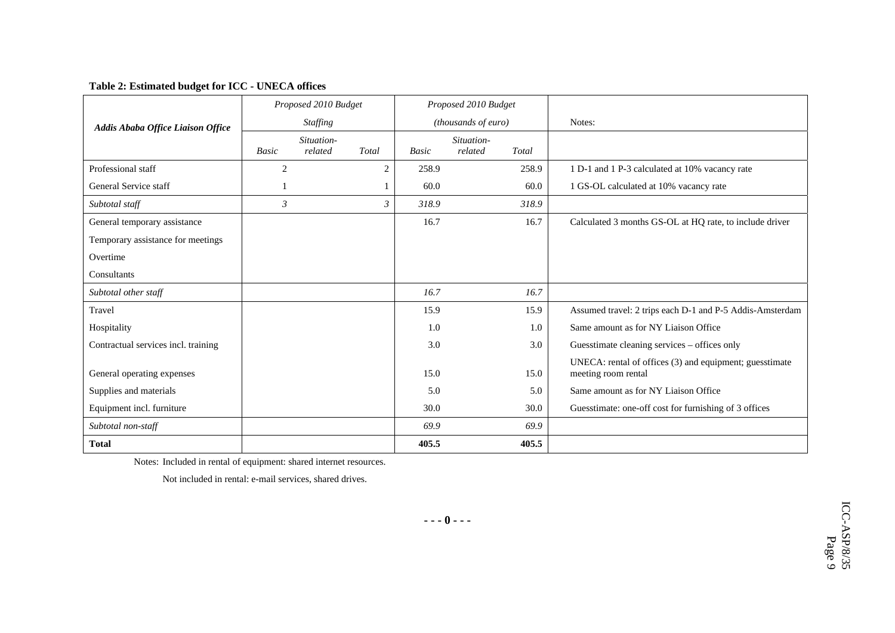**Table 2: Estimated budget for ICC - UNECA offices**

| *Addis Ababa Office Liaison Office* | *Proposed 2010 Budget Staffing* | | | *Proposed 2010 Budget (thousands of euro)* | | | Notes: |
|---|---|---|---|---|---|---|---|
| | *Basic* | *Situation-related* | *Total* | *Basic* | *Situation-related* | *Total* | |
| Professional staff | 2 | | 2 | 258.9 | | 258.9 | 1 D-1 and 1 P-3 calculated at 10% vacancy rate |
| General Service staff | 1 | | 1 | 60.0 | | 60.0 | 1 GS-OL calculated at 10% vacancy rate |
| *Subtotal staff* | *3* | | *3* | *318.9* | | *318.9* | |
| General temporary assistance | | | | 16.7 | | 16.7 | Calculated 3 months GS-OL at HQ rate, to include driver |
| Temporary assistance for meetings | | | | | | | |
| Overtime | | | | | | | |
| Consultants | | | | | | | |
| *Subtotal other staff* | | | | *16.7* | | *16.7* | |
| Travel | | | | 15.9 | | 15.9 | Assumed travel: 2 trips each D-1 and P-5 Addis-Amsterdam |
| Hospitality | | | | 1.0 | | 1.0 | Same amount as for NY Liaison Office |
| Contractual services incl. training | | | | 3.0 | | 3.0 | Guesstimate cleaning services – offices only |
| General operating expenses | | | | 15.0 | | 15.0 | UNECA: rental of offices (3) and equipment; guesstimate meeting room rental |
| Supplies and materials | | | | 5.0 | | 5.0 | Same amount as for NY Liaison Office |
| Equipment incl. furniture | | | | 30.0 | | 30.0 | Guesstimate: one-off cost for furnishing of 3 offices |
| *Subtotal non-staff* | | | | *69.9* | | *69.9* | |
| **Total** | | | | **405.5** | | **405.5** | |

Notes: Included in rental of equipment: shared internet resources.

Not included in rental: e-mail services, shared drives.

**- - - 0 - - -**